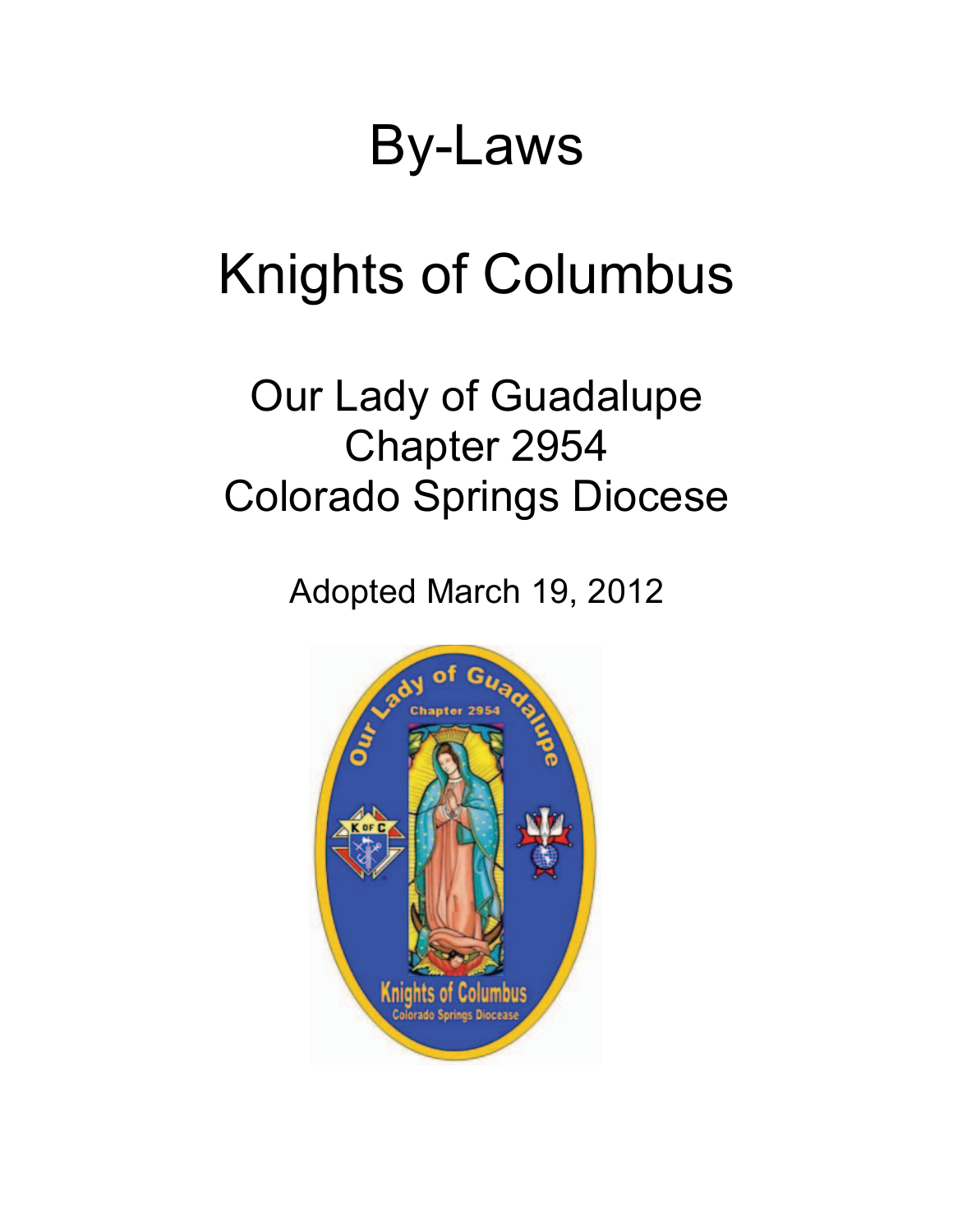# By-Laws

# Knights of Columbus

## Our Lady of Guadalupe
## Chapter 2954
## Colorado Springs Diocese

Adopted March 19, 2012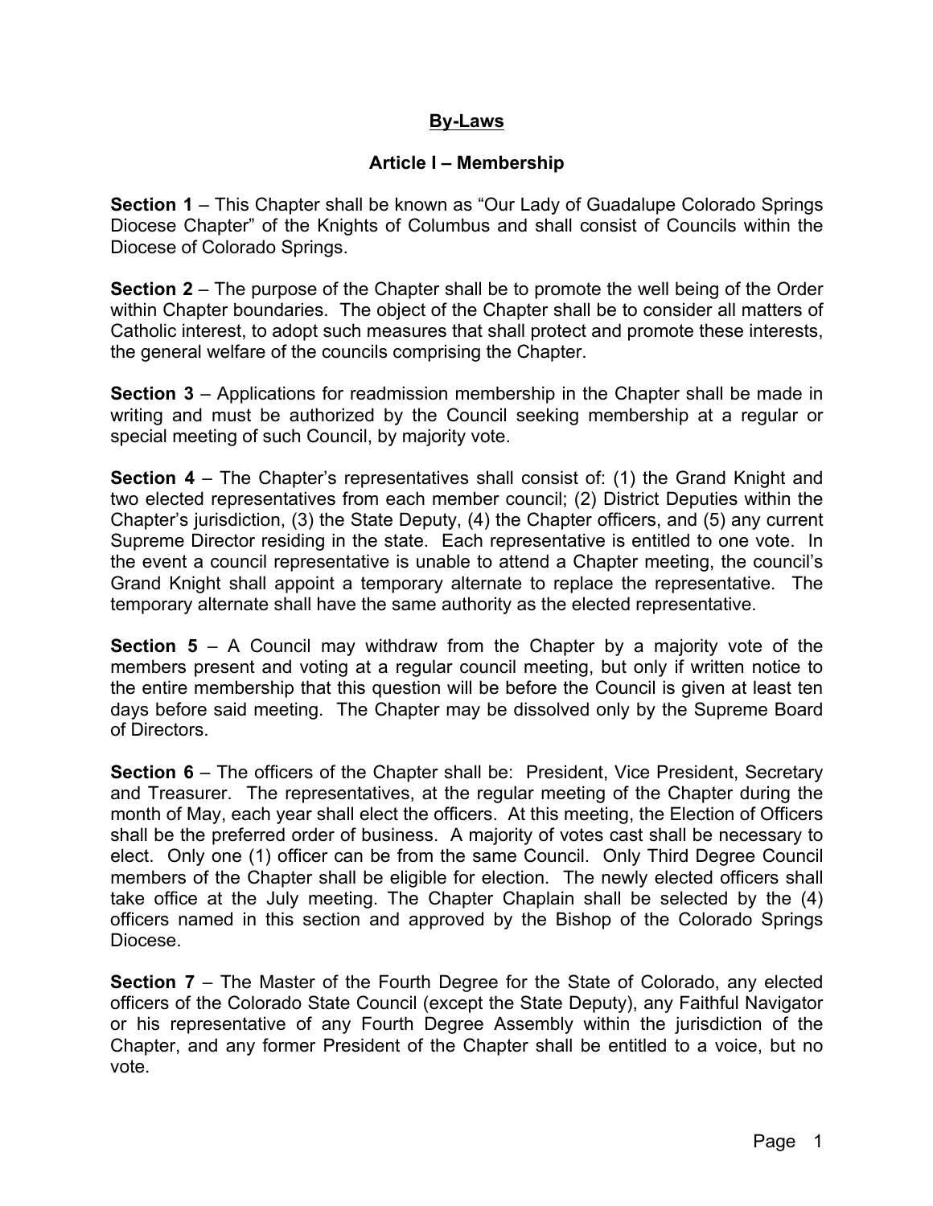# By-Laws

## Article I – Membership

**Section 1** – This Chapter shall be known as "Our Lady of Guadalupe Colorado Springs Diocese Chapter" of the Knights of Columbus and shall consist of Councils within the Diocese of Colorado Springs.

**Section 2** – The purpose of the Chapter shall be to promote the well being of the Order within Chapter boundaries. The object of the Chapter shall be to consider all matters of Catholic interest, to adopt such measures that shall protect and promote these interests, the general welfare of the councils comprising the Chapter.

**Section 3** – Applications for readmission membership in the Chapter shall be made in writing and must be authorized by the Council seeking membership at a regular or special meeting of such Council, by majority vote.

**Section 4** – The Chapter's representatives shall consist of: (1) the Grand Knight and two elected representatives from each member council; (2) District Deputies within the Chapter's jurisdiction, (3) the State Deputy, (4) the Chapter officers, and (5) any current Supreme Director residing in the state. Each representative is entitled to one vote. In the event a council representative is unable to attend a Chapter meeting, the council's Grand Knight shall appoint a temporary alternate to replace the representative. The temporary alternate shall have the same authority as the elected representative.

**Section 5** – A Council may withdraw from the Chapter by a majority vote of the members present and voting at a regular council meeting, but only if written notice to the entire membership that this question will be before the Council is given at least ten days before said meeting. The Chapter may be dissolved only by the Supreme Board of Directors.

**Section 6** – The officers of the Chapter shall be: President, Vice President, Secretary and Treasurer. The representatives, at the regular meeting of the Chapter during the month of May, each year shall elect the officers. At this meeting, the Election of Officers shall be the preferred order of business. A majority of votes cast shall be necessary to elect. Only one (1) officer can be from the same Council. Only Third Degree Council members of the Chapter shall be eligible for election. The newly elected officers shall take office at the July meeting. The Chapter Chaplain shall be selected by the (4) officers named in this section and approved by the Bishop of the Colorado Springs Diocese.

**Section 7** – The Master of the Fourth Degree for the State of Colorado, any elected officers of the Colorado State Council (except the State Deputy), any Faithful Navigator or his representative of any Fourth Degree Assembly within the jurisdiction of the Chapter, and any former President of the Chapter shall be entitled to a voice, but no vote.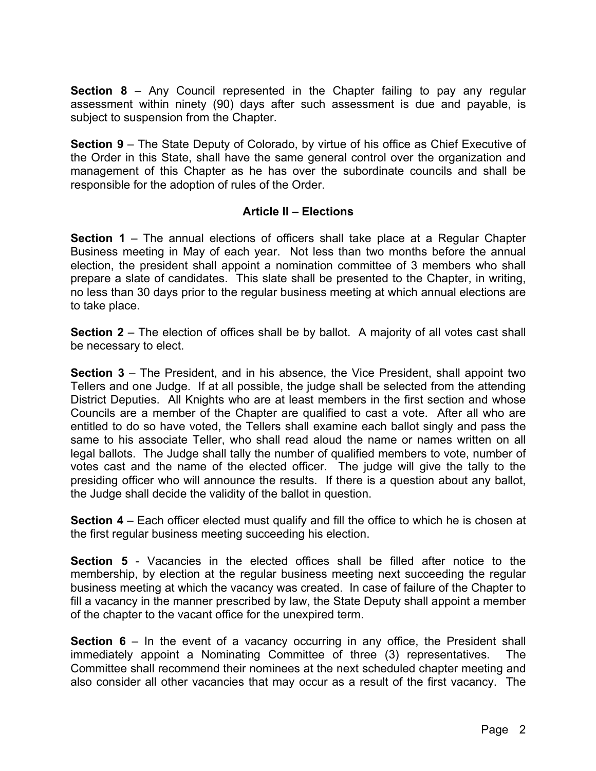**Section 8** – Any Council represented in the Chapter failing to pay any regular assessment within ninety (90) days after such assessment is due and payable, is subject to suspension from the Chapter.

**Section 9** – The State Deputy of Colorado, by virtue of his office as Chief Executive of the Order in this State, shall have the same general control over the organization and management of this Chapter as he has over the subordinate councils and shall be responsible for the adoption of rules of the Order.

## Article II – Elections

**Section 1** – The annual elections of officers shall take place at a Regular Chapter Business meeting in May of each year. Not less than two months before the annual election, the president shall appoint a nomination committee of 3 members who shall prepare a slate of candidates. This slate shall be presented to the Chapter, in writing, no less than 30 days prior to the regular business meeting at which annual elections are to take place.

**Section 2** – The election of offices shall be by ballot. A majority of all votes cast shall be necessary to elect.

**Section 3** – The President, and in his absence, the Vice President, shall appoint two Tellers and one Judge. If at all possible, the judge shall be selected from the attending District Deputies. All Knights who are at least members in the first section and whose Councils are a member of the Chapter are qualified to cast a vote. After all who are entitled to do so have voted, the Tellers shall examine each ballot singly and pass the same to his associate Teller, who shall read aloud the name or names written on all legal ballots. The Judge shall tally the number of qualified members to vote, number of votes cast and the name of the elected officer. The judge will give the tally to the presiding officer who will announce the results. If there is a question about any ballot, the Judge shall decide the validity of the ballot in question.

**Section 4** – Each officer elected must qualify and fill the office to which he is chosen at the first regular business meeting succeeding his election.

**Section 5** - Vacancies in the elected offices shall be filled after notice to the membership, by election at the regular business meeting next succeeding the regular business meeting at which the vacancy was created. In case of failure of the Chapter to fill a vacancy in the manner prescribed by law, the State Deputy shall appoint a member of the chapter to the vacant office for the unexpired term.

**Section 6** – In the event of a vacancy occurring in any office, the President shall immediately appoint a Nominating Committee of three (3) representatives. The Committee shall recommend their nominees at the next scheduled chapter meeting and also consider all other vacancies that may occur as a result of the first vacancy. The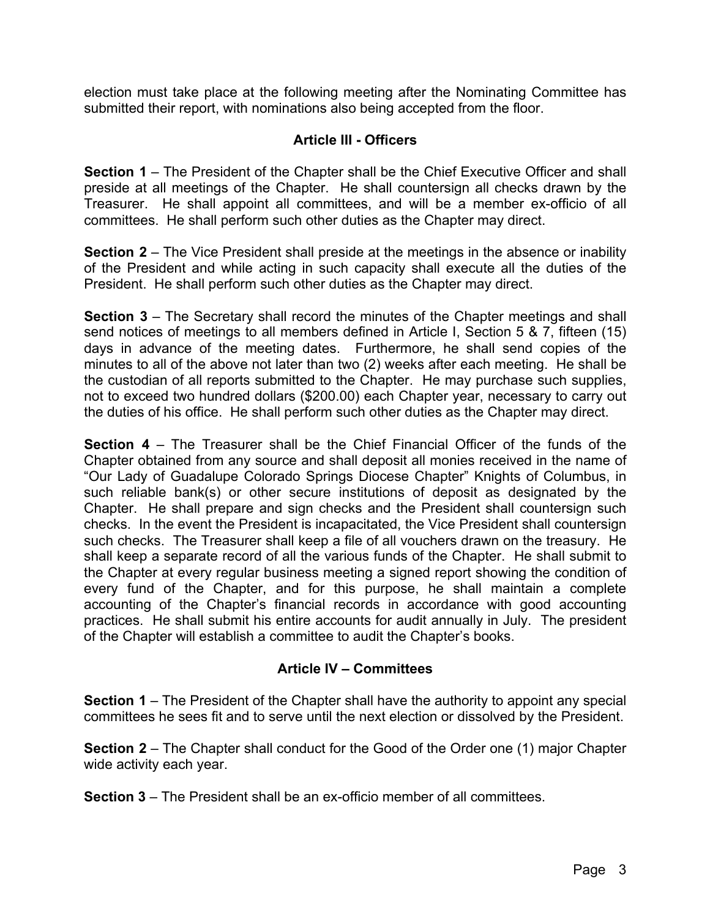election must take place at the following meeting after the Nominating Committee has submitted their report, with nominations also being accepted from the floor.

## Article III - Officers

**Section 1** – The President of the Chapter shall be the Chief Executive Officer and shall preside at all meetings of the Chapter. He shall countersign all checks drawn by the Treasurer. He shall appoint all committees, and will be a member ex-officio of all committees. He shall perform such other duties as the Chapter may direct.

**Section 2** – The Vice President shall preside at the meetings in the absence or inability of the President and while acting in such capacity shall execute all the duties of the President. He shall perform such other duties as the Chapter may direct.

**Section 3** – The Secretary shall record the minutes of the Chapter meetings and shall send notices of meetings to all members defined in Article I, Section 5 & 7, fifteen (15) days in advance of the meeting dates. Furthermore, he shall send copies of the minutes to all of the above not later than two (2) weeks after each meeting. He shall be the custodian of all reports submitted to the Chapter. He may purchase such supplies, not to exceed two hundred dollars ($200.00) each Chapter year, necessary to carry out the duties of his office. He shall perform such other duties as the Chapter may direct.

**Section 4** – The Treasurer shall be the Chief Financial Officer of the funds of the Chapter obtained from any source and shall deposit all monies received in the name of "Our Lady of Guadalupe Colorado Springs Diocese Chapter" Knights of Columbus, in such reliable bank(s) or other secure institutions of deposit as designated by the Chapter. He shall prepare and sign checks and the President shall countersign such checks. In the event the President is incapacitated, the Vice President shall countersign such checks. The Treasurer shall keep a file of all vouchers drawn on the treasury. He shall keep a separate record of all the various funds of the Chapter. He shall submit to the Chapter at every regular business meeting a signed report showing the condition of every fund of the Chapter, and for this purpose, he shall maintain a complete accounting of the Chapter's financial records in accordance with good accounting practices. He shall submit his entire accounts for audit annually in July. The president of the Chapter will establish a committee to audit the Chapter's books.

## Article IV – Committees

**Section 1** – The President of the Chapter shall have the authority to appoint any special committees he sees fit and to serve until the next election or dissolved by the President.

**Section 2** – The Chapter shall conduct for the Good of the Order one (1) major Chapter wide activity each year.

**Section 3** – The President shall be an ex-officio member of all committees.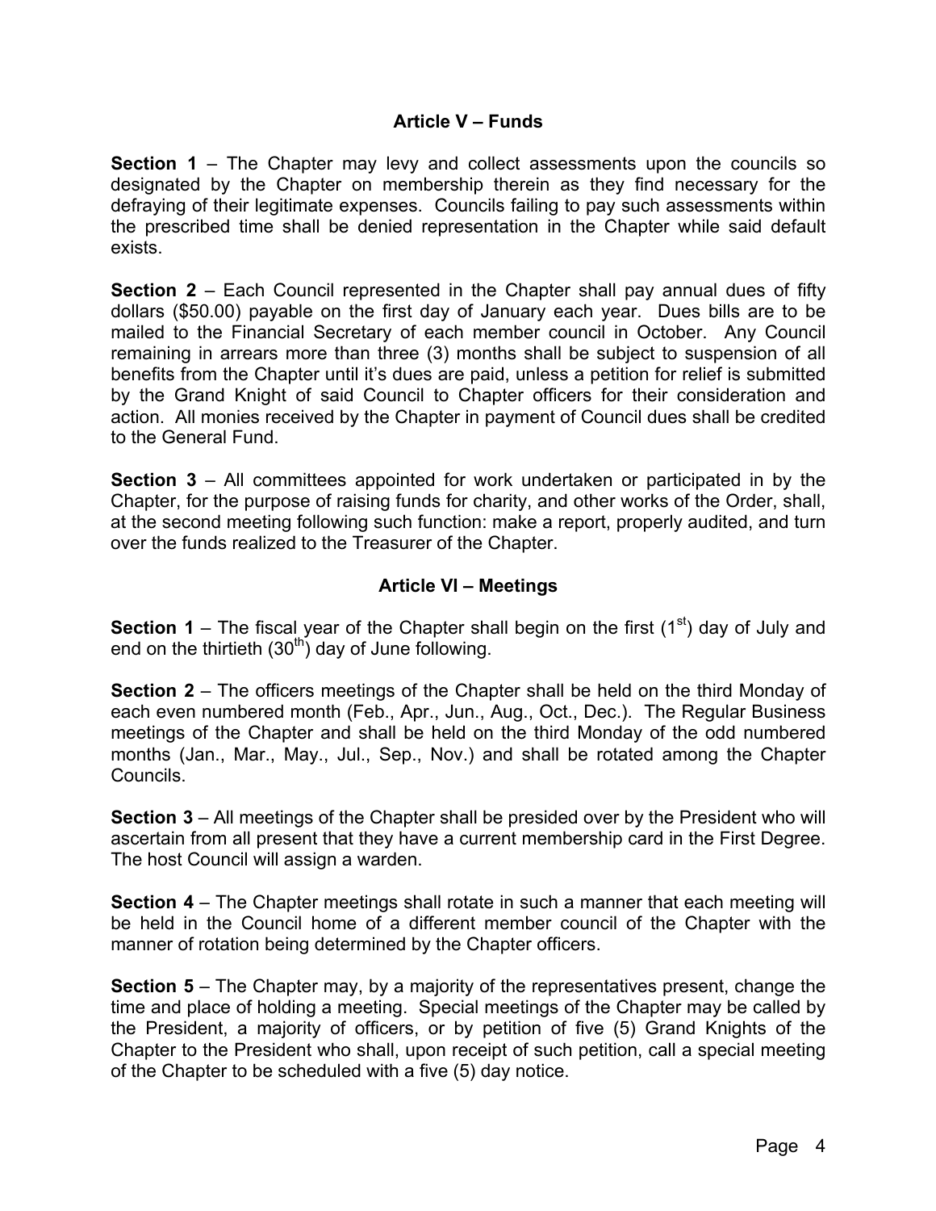## Article V – Funds

**Section 1** – The Chapter may levy and collect assessments upon the councils so designated by the Chapter on membership therein as they find necessary for the defraying of their legitimate expenses. Councils failing to pay such assessments within the prescribed time shall be denied representation in the Chapter while said default exists.

**Section 2** – Each Council represented in the Chapter shall pay annual dues of fifty dollars ($50.00) payable on the first day of January each year. Dues bills are to be mailed to the Financial Secretary of each member council in October. Any Council remaining in arrears more than three (3) months shall be subject to suspension of all benefits from the Chapter until it's dues are paid, unless a petition for relief is submitted by the Grand Knight of said Council to Chapter officers for their consideration and action. All monies received by the Chapter in payment of Council dues shall be credited to the General Fund.

**Section 3** – All committees appointed for work undertaken or participated in by the Chapter, for the purpose of raising funds for charity, and other works of the Order, shall, at the second meeting following such function: make a report, properly audited, and turn over the funds realized to the Treasurer of the Chapter.

## Article VI – Meetings

**Section 1** – The fiscal year of the Chapter shall begin on the first (1st) day of July and end on the thirtieth (30th) day of June following.

**Section 2** – The officers meetings of the Chapter shall be held on the third Monday of each even numbered month (Feb., Apr., Jun., Aug., Oct., Dec.). The Regular Business meetings of the Chapter and shall be held on the third Monday of the odd numbered months (Jan., Mar., May., Jul., Sep., Nov.) and shall be rotated among the Chapter Councils.

**Section 3** – All meetings of the Chapter shall be presided over by the President who will ascertain from all present that they have a current membership card in the First Degree. The host Council will assign a warden.

**Section 4** – The Chapter meetings shall rotate in such a manner that each meeting will be held in the Council home of a different member council of the Chapter with the manner of rotation being determined by the Chapter officers.

**Section 5** – The Chapter may, by a majority of the representatives present, change the time and place of holding a meeting. Special meetings of the Chapter may be called by the President, a majority of officers, or by petition of five (5) Grand Knights of the Chapter to the President who shall, upon receipt of such petition, call a special meeting of the Chapter to be scheduled with a five (5) day notice.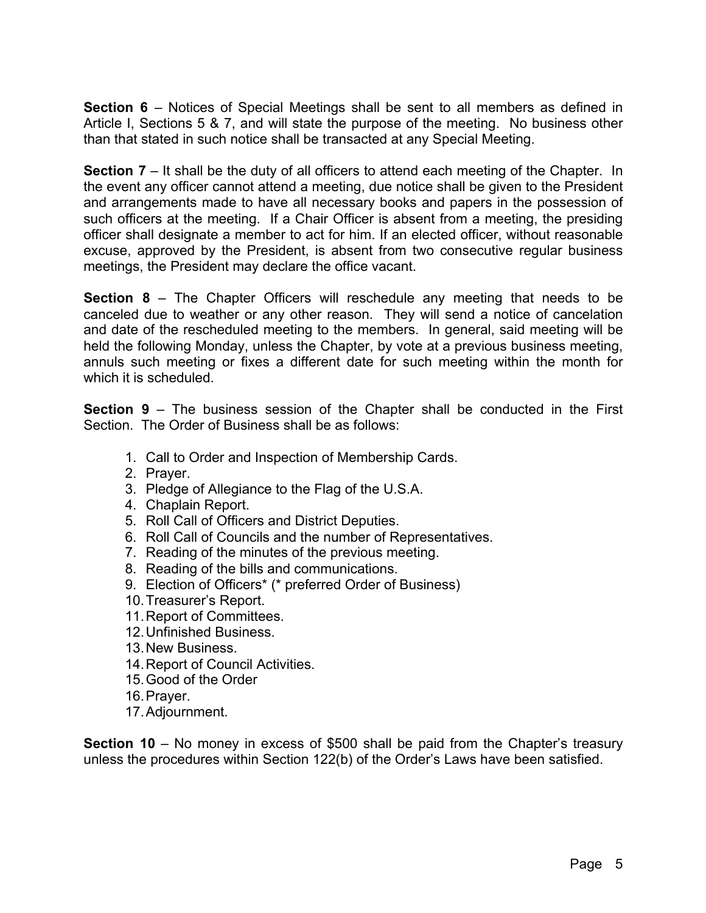**Section 6** – Notices of Special Meetings shall be sent to all members as defined in Article I, Sections 5 & 7, and will state the purpose of the meeting. No business other than that stated in such notice shall be transacted at any Special Meeting.

**Section 7** – It shall be the duty of all officers to attend each meeting of the Chapter. In the event any officer cannot attend a meeting, due notice shall be given to the President and arrangements made to have all necessary books and papers in the possession of such officers at the meeting. If a Chair Officer is absent from a meeting, the presiding officer shall designate a member to act for him. If an elected officer, without reasonable excuse, approved by the President, is absent from two consecutive regular business meetings, the President may declare the office vacant.

**Section 8** – The Chapter Officers will reschedule any meeting that needs to be canceled due to weather or any other reason. They will send a notice of cancelation and date of the rescheduled meeting to the members. In general, said meeting will be held the following Monday, unless the Chapter, by vote at a previous business meeting, annuls such meeting or fixes a different date for such meeting within the month for which it is scheduled.

**Section 9** – The business session of the Chapter shall be conducted in the First Section. The Order of Business shall be as follows:

1. Call to Order and Inspection of Membership Cards.
2. Prayer.
3. Pledge of Allegiance to the Flag of the U.S.A.
4. Chaplain Report.
5. Roll Call of Officers and District Deputies.
6. Roll Call of Councils and the number of Representatives.
7. Reading of the minutes of the previous meeting.
8. Reading of the bills and communications.
9. Election of Officers* (* preferred Order of Business)
10. Treasurer's Report.
11. Report of Committees.
12. Unfinished Business.
13. New Business.
14. Report of Council Activities.
15. Good of the Order
16. Prayer.
17. Adjournment.

**Section 10** – No money in excess of $500 shall be paid from the Chapter's treasury unless the procedures within Section 122(b) of the Order's Laws have been satisfied.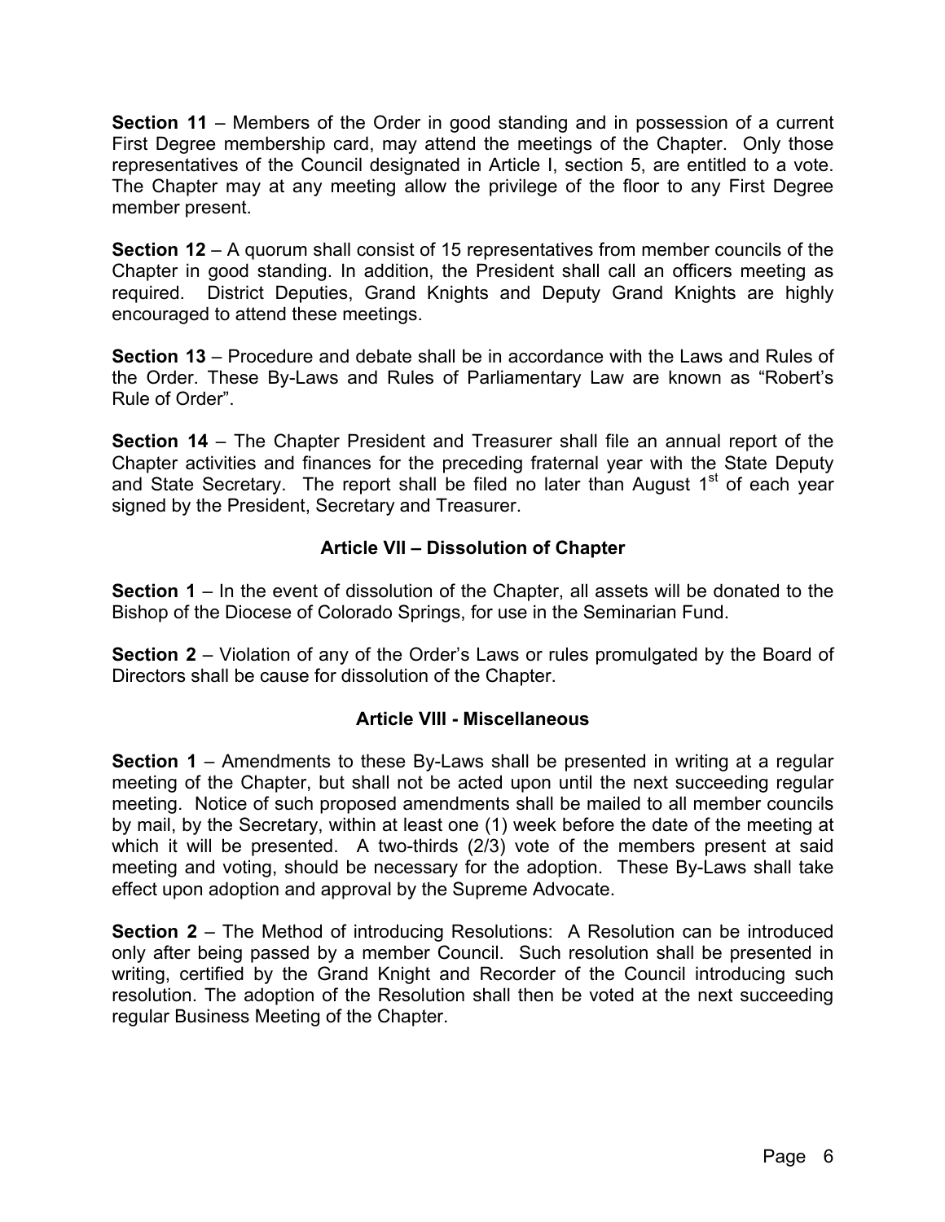**Section 11** – Members of the Order in good standing and in possession of a current First Degree membership card, may attend the meetings of the Chapter. Only those representatives of the Council designated in Article I, section 5, are entitled to a vote. The Chapter may at any meeting allow the privilege of the floor to any First Degree member present.

**Section 12** – A quorum shall consist of 15 representatives from member councils of the Chapter in good standing. In addition, the President shall call an officers meeting as required. District Deputies, Grand Knights and Deputy Grand Knights are highly encouraged to attend these meetings.

**Section 13** – Procedure and debate shall be in accordance with the Laws and Rules of the Order. These By-Laws and Rules of Parliamentary Law are known as "Robert's Rule of Order".

**Section 14** – The Chapter President and Treasurer shall file an annual report of the Chapter activities and finances for the preceding fraternal year with the State Deputy and State Secretary. The report shall be filed no later than August 1st of each year signed by the President, Secretary and Treasurer.

## Article VII – Dissolution of Chapter

**Section 1** – In the event of dissolution of the Chapter, all assets will be donated to the Bishop of the Diocese of Colorado Springs, for use in the Seminarian Fund.

**Section 2** – Violation of any of the Order's Laws or rules promulgated by the Board of Directors shall be cause for dissolution of the Chapter.

## Article VIII - Miscellaneous

**Section 1** – Amendments to these By-Laws shall be presented in writing at a regular meeting of the Chapter, but shall not be acted upon until the next succeeding regular meeting. Notice of such proposed amendments shall be mailed to all member councils by mail, by the Secretary, within at least one (1) week before the date of the meeting at which it will be presented. A two-thirds (2/3) vote of the members present at said meeting and voting, should be necessary for the adoption. These By-Laws shall take effect upon adoption and approval by the Supreme Advocate.

**Section 2** – The Method of introducing Resolutions: A Resolution can be introduced only after being passed by a member Council. Such resolution shall be presented in writing, certified by the Grand Knight and Recorder of the Council introducing such resolution. The adoption of the Resolution shall then be voted at the next succeeding regular Business Meeting of the Chapter.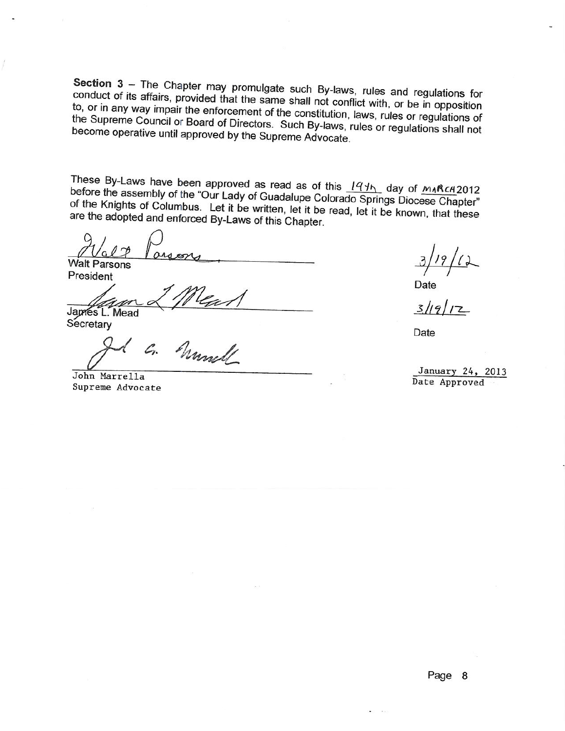**Section 3** – The Chapter may promulgate such By-laws, rules and regulations for conduct of its affairs, provided that the same shall not conflict with, or be in opposition to, or in any way impair the enforcement of the constitution, laws, rules or regulations of the Supreme Council or Board of Directors. Such By-laws, rules or regulations shall not become operative until approved by the Supreme Advocate.

These By-Laws have been approved as read as of this 19th day of MARCH 2012 before the assembly of the "Our Lady of Guadalupe Colorado Springs Diocese Chapter" of the Knights of Columbus. Let it be written, let it be read, let it be known, that these are the adopted and enforced By-Laws of this Chapter.

Walt Parsons
President

Date: 3/19/12

James L. Mead
Secretary

Date: 3/19/12

John Marrella
Supreme Advocate

January 24, 2013
Date Approved